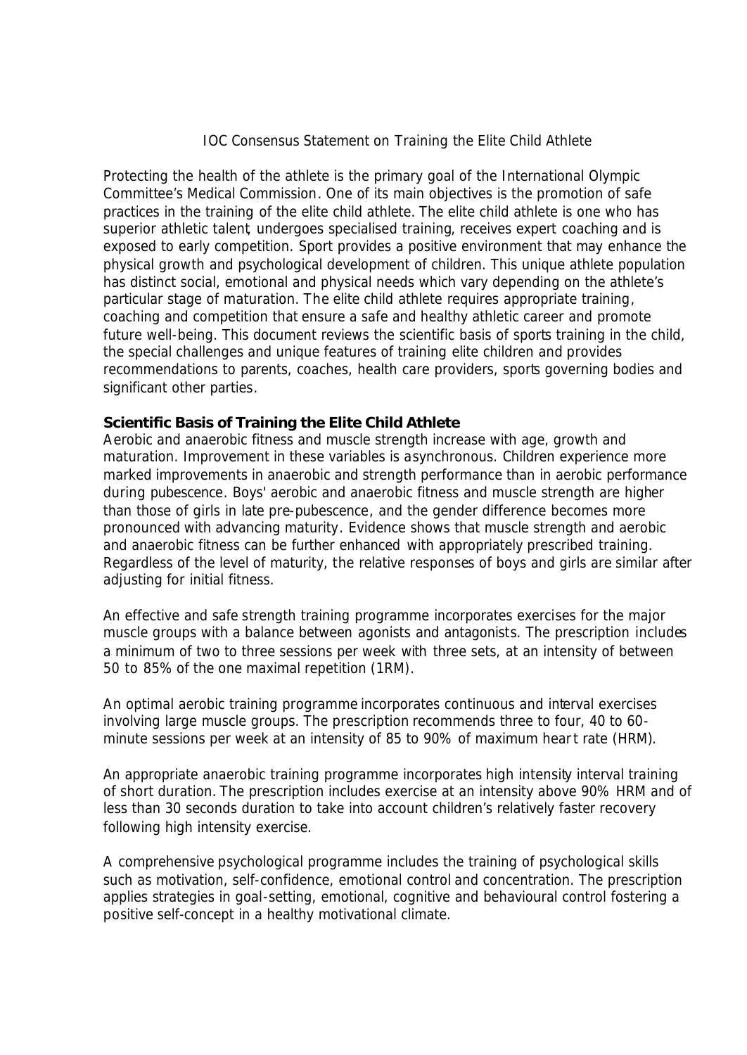# IOC Consensus Statement on Training the Elite Child Athlete

Protecting the health of the athlete is the primary goal of the International Olympic Committee's Medical Commission. One of its main objectives is the promotion of safe practices in the training of the elite child athlete. The elite child athlete is one who has superior athletic talent, undergoes specialised training, receives expert coaching and is exposed to early competition. Sport provides a positive environment that may enhance the physical growth and psychological development of children. This unique athlete population has distinct social, emotional and physical needs which vary depending on the athlete's particular stage of maturation. The elite child athlete requires appropriate training, coaching and competition that ensure a safe and healthy athletic career and promote future well-being. This document reviews the scientific basis of sports training in the child, the special challenges and unique features of training elite children and provides recommendations to parents, coaches, health care providers, sports governing bodies and significant other parties.

## Scientific Basis of Training the Elite Child Athlete

Aerobic and anaerobic fitness and muscle strength increase with age, growth and maturation. Improvement in these variables is asynchronous. Children experience more marked improvements in anaerobic and strength performance than in aerobic performance during pubescence. Boys' aerobic and anaerobic fitness and muscle strength are higher than those of girls in late pre-pubescence, and the gender difference becomes more pronounced with advancing maturity. Evidence shows that muscle strength and aerobic and anaerobic fitness can be further enhanced with appropriately prescribed training. Regardless of the level of maturity, the relative responses of boys and girls are similar after adjusting for initial fitness.

An effective and safe strength training programme incorporates exercises for the major muscle groups with a balance between agonists and antagonists. The prescription includes a minimum of two to three sessions per week with three sets, at an intensity of between 50 to 85% of the one maximal repetition (1RM).

An optimal aerobic training programme incorporates continuous and interval exercises involving large muscle groups. The prescription recommends three to four, 40 to 60-minute sessions per week at an intensity of 85 to 90% of maximum heart rate (HRM).

An appropriate anaerobic training programme incorporates high intensity interval training of short duration. The prescription includes exercise at an intensity above 90% HRM and of less than 30 seconds duration to take into account children's relatively faster recovery following high intensity exercise.

A comprehensive psychological programme includes the training of psychological skills such as motivation, self-confidence, emotional control and concentration. The prescription applies strategies in goal-setting, emotional, cognitive and behavioural control fostering a positive self-concept in a healthy motivational climate.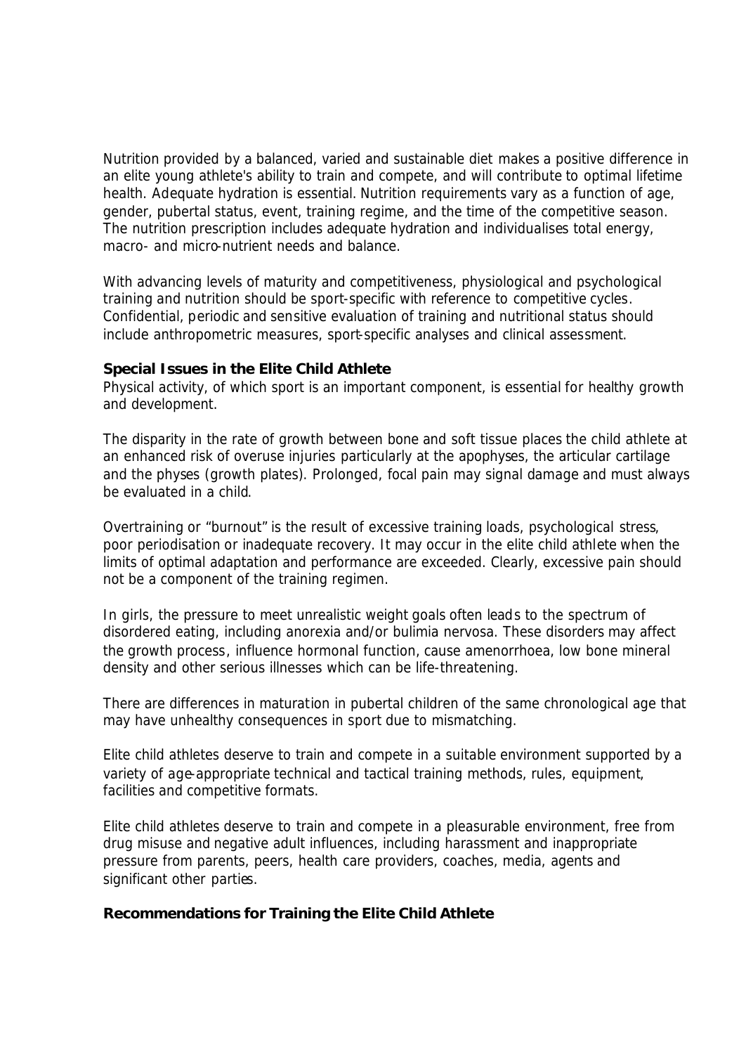Nutrition provided by a balanced, varied and sustainable diet makes a positive difference in an elite young athlete's ability to train and compete, and will contribute to optimal lifetime health. Adequate hydration is essential. Nutrition requirements vary as a function of age, gender, pubertal status, event, training regime, and the time of the competitive season. The nutrition prescription includes adequate hydration and individualises total energy, macro- and micro-nutrient needs and balance.

With advancing levels of maturity and competitiveness, physiological and psychological training and nutrition should be sport-specific with reference to competitive cycles. Confidential, periodic and sensitive evaluation of training and nutritional status should include anthropometric measures, sport-specific analyses and clinical assessment.

**Special Issues in the Elite Child Athlete**

Physical activity, of which sport is an important component, is essential for healthy growth and development.

The disparity in the rate of growth between bone and soft tissue places the child athlete at an enhanced risk of overuse injuries particularly at the apophyses, the articular cartilage and the physes (growth plates). Prolonged, focal pain may signal damage and must always be evaluated in a child.

Overtraining or "burnout" is the result of excessive training loads, psychological stress, poor periodisation or inadequate recovery. It may occur in the elite child athlete when the limits of optimal adaptation and performance are exceeded. Clearly, excessive pain should not be a component of the training regimen.

In girls, the pressure to meet unrealistic weight goals often leads to the spectrum of disordered eating, including anorexia and/or bulimia nervosa. These disorders may affect the growth process, influence hormonal function, cause amenorrhoea, low bone mineral density and other serious illnesses which can be life-threatening.

There are differences in maturation in pubertal children of the same chronological age that may have unhealthy consequences in sport due to mismatching.

Elite child athletes deserve to train and compete in a suitable environment supported by a variety of age-appropriate technical and tactical training methods, rules, equipment, facilities and competitive formats.

Elite child athletes deserve to train and compete in a pleasurable environment, free from drug misuse and negative adult influences, including harassment and inappropriate pressure from parents, peers, health care providers, coaches, media, agents and significant other parties.

**Recommendations for Training the Elite Child Athlete**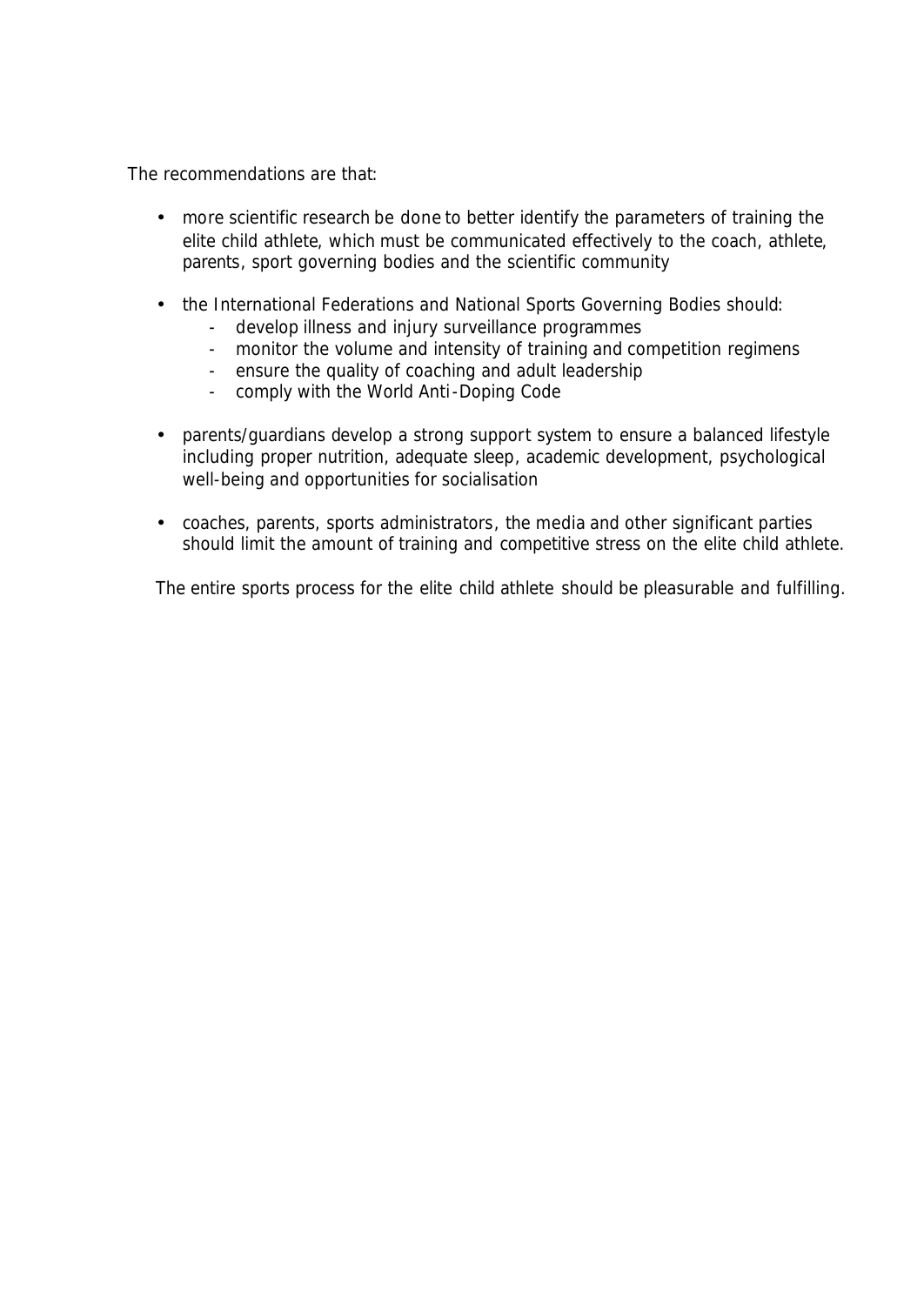The recommendations are that:

- more scientific research be done to better identify the parameters of training the elite child athlete, which must be communicated effectively to the coach, athlete, parents, sport governing bodies and the scientific community

- the International Federations and National Sports Governing Bodies should:
  - develop illness and injury surveillance programmes
  - monitor the volume and intensity of training and competition regimens
  - ensure the quality of coaching and adult leadership
  - comply with the World Anti-Doping Code

- parents/guardians develop a strong support system to ensure a balanced lifestyle including proper nutrition, adequate sleep, academic development, psychological well-being and opportunities for socialisation

- coaches, parents, sports administrators, the media and other significant parties should limit the amount of training and competitive stress on the elite child athlete.

The entire sports process for the elite child athlete should be pleasurable and fulfilling.